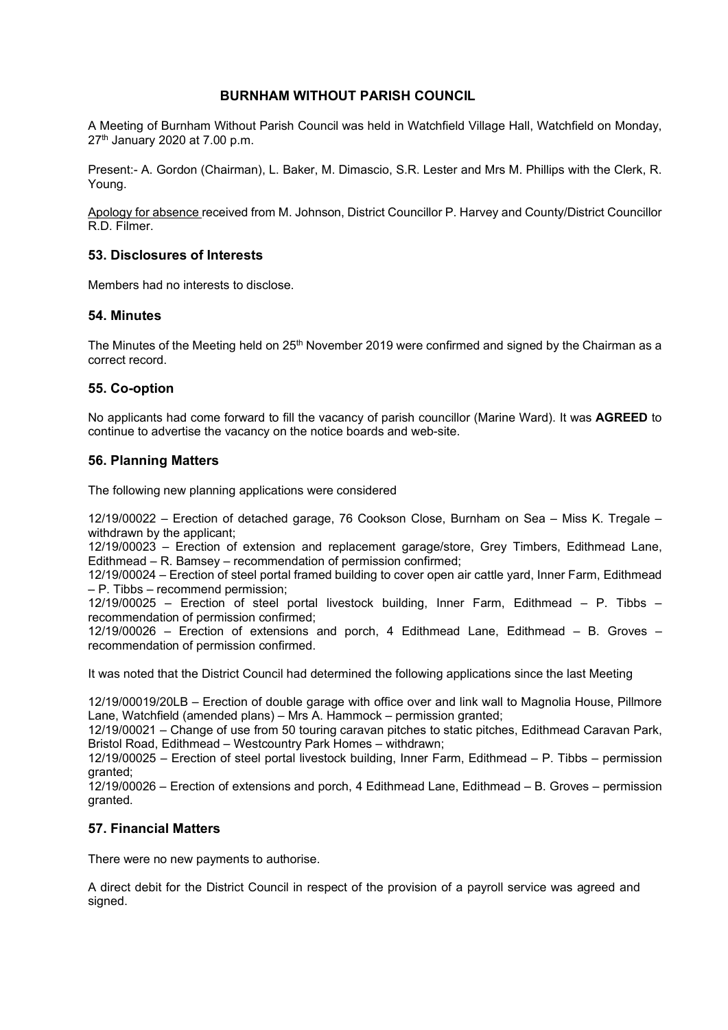# BURNHAM WITHOUT PARISH COUNCIL

A Meeting of Burnham Without Parish Council was held in Watchfield Village Hall, Watchfield on Monday, 27th January 2020 at 7.00 p.m.

Present:- A. Gordon (Chairman), L. Baker, M. Dimascio, S.R. Lester and Mrs M. Phillips with the Clerk, R. Young.

Apology for absence received from M. Johnson, District Councillor P. Harvey and County/District Councillor R.D. Filmer.

## 53. Disclosures of Interests

Members had no interests to disclose.

## 54. Minutes

The Minutes of the Meeting held on 25th November 2019 were confirmed and signed by the Chairman as a correct record.

## 55. Co-option

No applicants had come forward to fill the vacancy of parish councillor (Marine Ward). It was **AGREED** to continue to advertise the vacancy on the notice boards and web-site.

## 56. Planning Matters

The following new planning applications were considered

12/19/00022 – Erection of detached garage, 76 Cookson Close, Burnham on Sea – Miss K. Tregale – withdrawn by the applicant;
12/19/00023 – Erection of extension and replacement garage/store, Grey Timbers, Edithmead Lane, Edithmead – R. Bamsey – recommendation of permission confirmed;
12/19/00024 – Erection of steel portal framed building to cover open air cattle yard, Inner Farm, Edithmead – P. Tibbs – recommend permission;
12/19/00025 – Erection of steel portal livestock building, Inner Farm, Edithmead – P. Tibbs – recommendation of permission confirmed;
12/19/00026 – Erection of extensions and porch, 4 Edithmead Lane, Edithmead – B. Groves – recommendation of permission confirmed.

It was noted that the District Council had determined the following applications since the last Meeting

12/19/00019/20LB – Erection of double garage with office over and link wall to Magnolia House, Pillmore Lane, Watchfield (amended plans) – Mrs A. Hammock – permission granted;
12/19/00021 – Change of use from 50 touring caravan pitches to static pitches, Edithmead Caravan Park, Bristol Road, Edithmead – Westcountry Park Homes – withdrawn;
12/19/00025 – Erection of steel portal livestock building, Inner Farm, Edithmead – P. Tibbs – permission granted;
12/19/00026 – Erection of extensions and porch, 4 Edithmead Lane, Edithmead – B. Groves – permission granted.

## 57. Financial Matters

There were no new payments to authorise.

A direct debit for the District Council in respect of the provision of a payroll service was agreed and signed.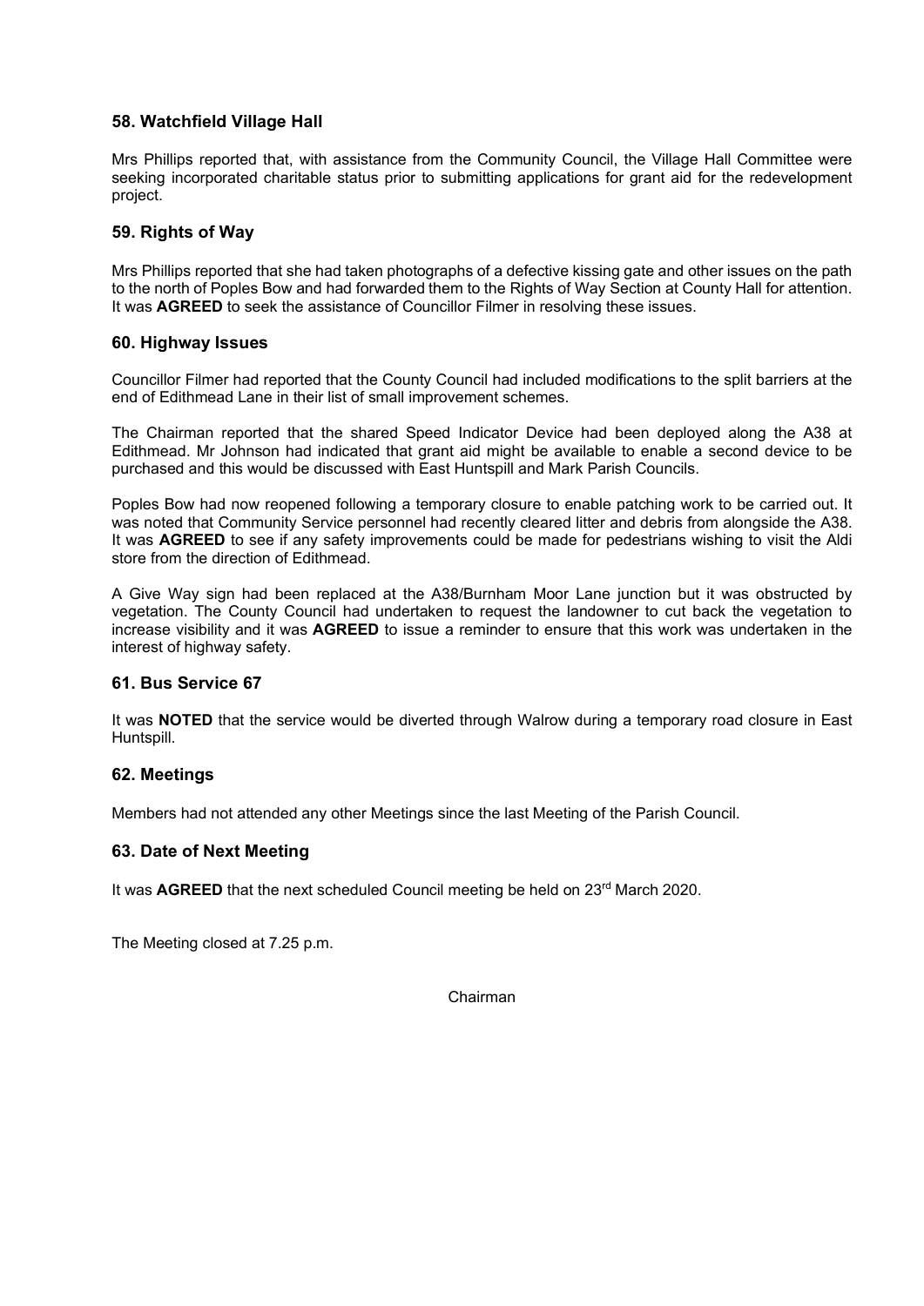## 58. Watchfield Village Hall

Mrs Phillips reported that, with assistance from the Community Council, the Village Hall Committee were seeking incorporated charitable status prior to submitting applications for grant aid for the redevelopment project.

## 59. Rights of Way

Mrs Phillips reported that she had taken photographs of a defective kissing gate and other issues on the path to the north of Poples Bow and had forwarded them to the Rights of Way Section at County Hall for attention. It was **AGREED** to seek the assistance of Councillor Filmer in resolving these issues.

## 60. Highway Issues

Councillor Filmer had reported that the County Council had included modifications to the split barriers at the end of Edithmead Lane in their list of small improvement schemes.

The Chairman reported that the shared Speed Indicator Device had been deployed along the A38 at Edithmead. Mr Johnson had indicated that grant aid might be available to enable a second device to be purchased and this would be discussed with East Huntspill and Mark Parish Councils.

Poples Bow had now reopened following a temporary closure to enable patching work to be carried out. It was noted that Community Service personnel had recently cleared litter and debris from alongside the A38. It was **AGREED** to see if any safety improvements could be made for pedestrians wishing to visit the Aldi store from the direction of Edithmead.

A Give Way sign had been replaced at the A38/Burnham Moor Lane junction but it was obstructed by vegetation. The County Council had undertaken to request the landowner to cut back the vegetation to increase visibility and it was **AGREED** to issue a reminder to ensure that this work was undertaken in the interest of highway safety.

## 61. Bus Service 67

It was **NOTED** that the service would be diverted through Walrow during a temporary road closure in East Huntspill.

## 62. Meetings

Members had not attended any other Meetings since the last Meeting of the Parish Council.

## 63. Date of Next Meeting

It was **AGREED** that the next scheduled Council meeting be held on 23rd March 2020.

The Meeting closed at 7.25 p.m.

Chairman